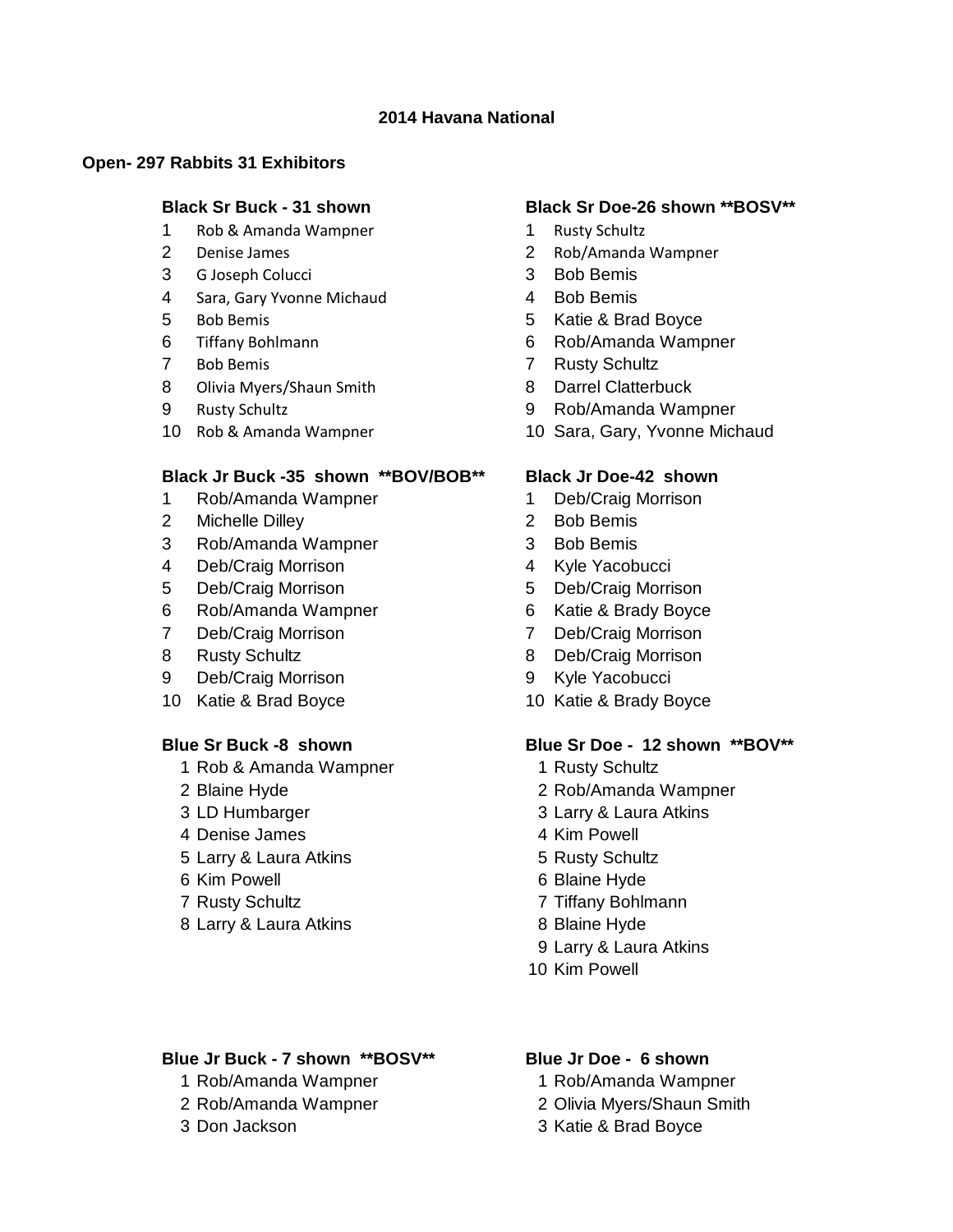# 2014 Havana National

## Open- 297 Rabbits 31 Exhibitors

### Black Sr Buck - 31 shown

1. Rob & Amanda Wampner
2. Denise James
3. G Joseph Colucci
4. Sara, Gary Yvonne Michaud
5. Bob Bemis
6. Tiffany Bohlmann
7. Bob Bemis
8. Olivia Myers/Shaun Smith
9. Rusty Schultz
10. Rob & Amanda Wampner

### Black Sr Doe-26 shown **BOSV**

1. Rusty Schultz
2. Rob/Amanda Wampner
3. Bob Bemis
4. Bob Bemis
5. Katie & Brad Boyce
6. Rob/Amanda Wampner
7. Rusty Schultz
8. Darrel Clatterbuck
9. Rob/Amanda Wampner
10. Sara, Gary, Yvonne Michaud

### Black Jr Buck -35 shown **BOV/BOB**

1. Rob/Amanda Wampner
2. Michelle Dilley
3. Rob/Amanda Wampner
4. Deb/Craig Morrison
5. Deb/Craig Morrison
6. Rob/Amanda Wampner
7. Deb/Craig Morrison
8. Rusty Schultz
9. Deb/Craig Morrison
10. Katie & Brad Boyce

### Black Jr Doe-42 shown

1. Deb/Craig Morrison
2. Bob Bemis
3. Bob Bemis
4. Kyle Yacobucci
5. Deb/Craig Morrison
6. Katie & Brady Boyce
7. Deb/Craig Morrison
8. Deb/Craig Morrison
9. Kyle Yacobucci
10. Katie & Brady Boyce

### Blue Sr Buck -8 shown

1. Rob & Amanda Wampner
2. Blaine Hyde
3. LD Humbarger
4. Denise James
5. Larry & Laura Atkins
6. Kim Powell
7. Rusty Schultz
8. Larry & Laura Atkins

### Blue Sr Doe - 12 shown **BOV**

1. Rusty Schultz
2. Rob/Amanda Wampner
3. Larry & Laura Atkins
4. Kim Powell
5. Rusty Schultz
6. Blaine Hyde
7. Tiffany Bohlmann
8. Blaine Hyde
9. Larry & Laura Atkins
10. Kim Powell

### Blue Jr Buck - 7 shown **BOSV**

1. Rob/Amanda Wampner
2. Rob/Amanda Wampner
3. Don Jackson

### Blue Jr Doe - 6 shown

1. Rob/Amanda Wampner
2. Olivia Myers/Shaun Smith
3. Katie & Brad Boyce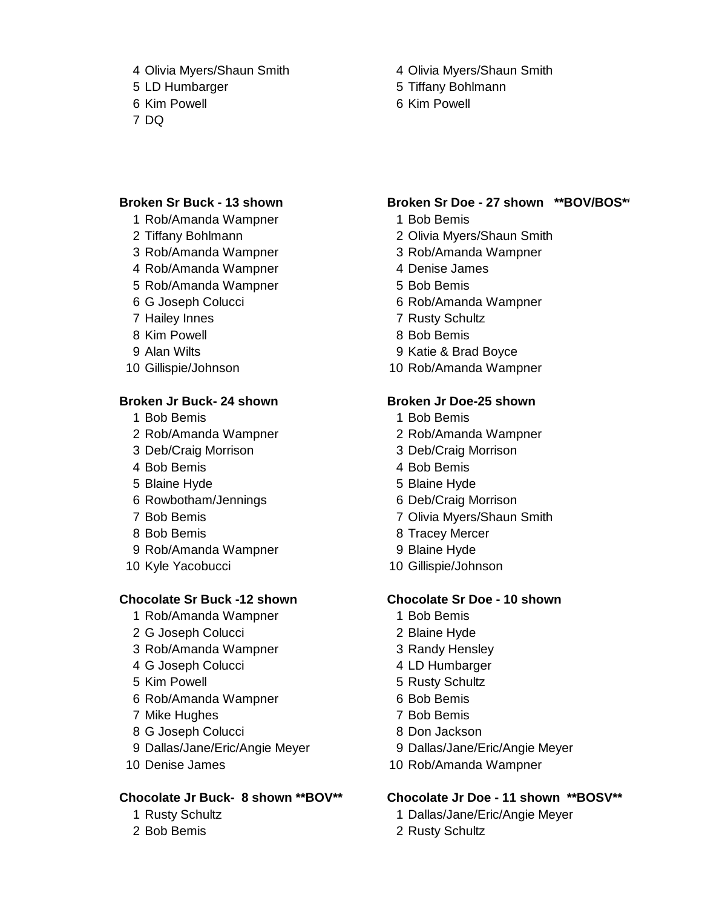4 Olivia Myers/Shaun Smith
5 LD Humbarger
6 Kim Powell
7 DQ

4 Olivia Myers/Shaun Smith
5 Tiffany Bohlmann
6 Kim Powell

**Broken Sr Buck - 13 shown**

1 Rob/Amanda Wampner
2 Tiffany Bohlmann
3 Rob/Amanda Wampner
4 Rob/Amanda Wampner
5 Rob/Amanda Wampner
6 G Joseph Colucci
7 Hailey Innes
8 Kim Powell
9 Alan Wilts
10 Gillispie/Johnson

**Broken Sr Doe - 27 shown \*\*BOV/BOS\*\***

1 Bob Bemis
2 Olivia Myers/Shaun Smith
3 Rob/Amanda Wampner
4 Denise James
5 Bob Bemis
6 Rob/Amanda Wampner
7 Rusty Schultz
8 Bob Bemis
9 Katie & Brad Boyce
10 Rob/Amanda Wampner

**Broken Jr Buck- 24 shown**

1 Bob Bemis
2 Rob/Amanda Wampner
3 Deb/Craig Morrison
4 Bob Bemis
5 Blaine Hyde
6 Rowbotham/Jennings
7 Bob Bemis
8 Bob Bemis
9 Rob/Amanda Wampner
10 Kyle Yacobucci

**Broken Jr Doe-25 shown**

1 Bob Bemis
2 Rob/Amanda Wampner
3 Deb/Craig Morrison
4 Bob Bemis
5 Blaine Hyde
6 Deb/Craig Morrison
7 Olivia Myers/Shaun Smith
8 Tracey Mercer
9 Blaine Hyde
10 Gillispie/Johnson

**Chocolate Sr Buck -12 shown**

1 Rob/Amanda Wampner
2 G Joseph Colucci
3 Rob/Amanda Wampner
4 G Joseph Colucci
5 Kim Powell
6 Rob/Amanda Wampner
7 Mike Hughes
8 G Joseph Colucci
9 Dallas/Jane/Eric/Angie Meyer
10 Denise James

**Chocolate Sr Doe - 10 shown**

1 Bob Bemis
2 Blaine Hyde
3 Randy Hensley
4 LD Humbarger
5 Rusty Schultz
6 Bob Bemis
7 Bob Bemis
8 Don Jackson
9 Dallas/Jane/Eric/Angie Meyer
10 Rob/Amanda Wampner

**Chocolate Jr Buck- 8 shown \*\*BOV\*\***

1 Rusty Schultz
2 Bob Bemis

**Chocolate Jr Doe - 11 shown \*\*BOSV\*\***

1 Dallas/Jane/Eric/Angie Meyer
2 Rusty Schultz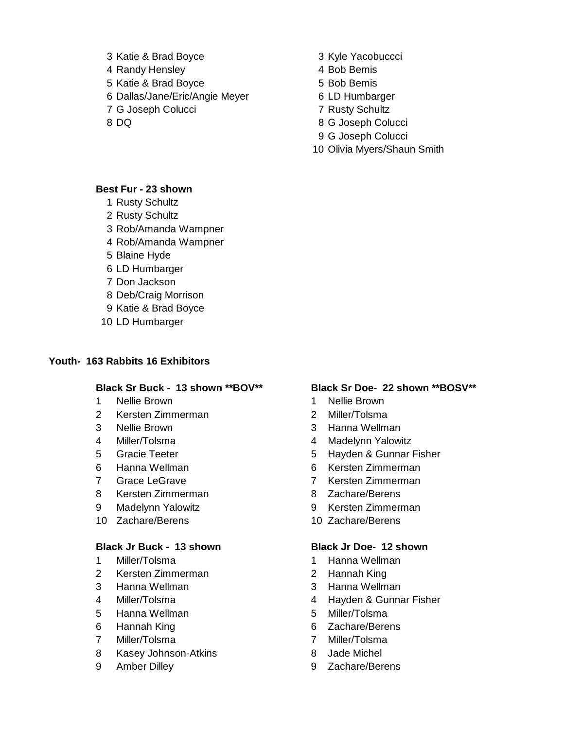3 Katie & Brad Boyce
4 Randy Hensley
5 Katie & Brad Boyce
6 Dallas/Jane/Eric/Angie Meyer
7 G Joseph Colucci
8 DQ

3 Kyle Yacobuccci
4 Bob Bemis
5 Bob Bemis
6 LD Humbarger
7 Rusty Schultz
8 G Joseph Colucci
9 G Joseph Colucci
10 Olivia Myers/Shaun Smith

**Best Fur - 23 shown**

1 Rusty Schultz
2 Rusty Schultz
3 Rob/Amanda Wampner
4 Rob/Amanda Wampner
5 Blaine Hyde
6 LD Humbarger
7 Don Jackson
8 Deb/Craig Morrison
9 Katie & Brad Boyce
10 LD Humbarger

**Youth- 163 Rabbits 16 Exhibitors**

**Black Sr Buck - 13 shown **BOV****

1 Nellie Brown
2 Kersten Zimmerman
3 Nellie Brown
4 Miller/Tolsma
5 Gracie Teeter
6 Hanna Wellman
7 Grace LeGrave
8 Kersten Zimmerman
9 Madelynn Yalowitz
10 Zachare/Berens

**Black Sr Doe- 22 shown **BOSV****

1 Nellie Brown
2 Miller/Tolsma
3 Hanna Wellman
4 Madelynn Yalowitz
5 Hayden & Gunnar Fisher
6 Kersten Zimmerman
7 Kersten Zimmerman
8 Zachare/Berens
9 Kersten Zimmerman
10 Zachare/Berens

**Black Jr Buck - 13 shown**

1 Miller/Tolsma
2 Kersten Zimmerman
3 Hanna Wellman
4 Miller/Tolsma
5 Hanna Wellman
6 Hannah King
7 Miller/Tolsma
8 Kasey Johnson-Atkins
9 Amber Dilley

**Black Jr Doe- 12 shown**

1 Hanna Wellman
2 Hannah King
3 Hanna Wellman
4 Hayden & Gunnar Fisher
5 Miller/Tolsma
6 Zachare/Berens
7 Miller/Tolsma
8 Jade Michel
9 Zachare/Berens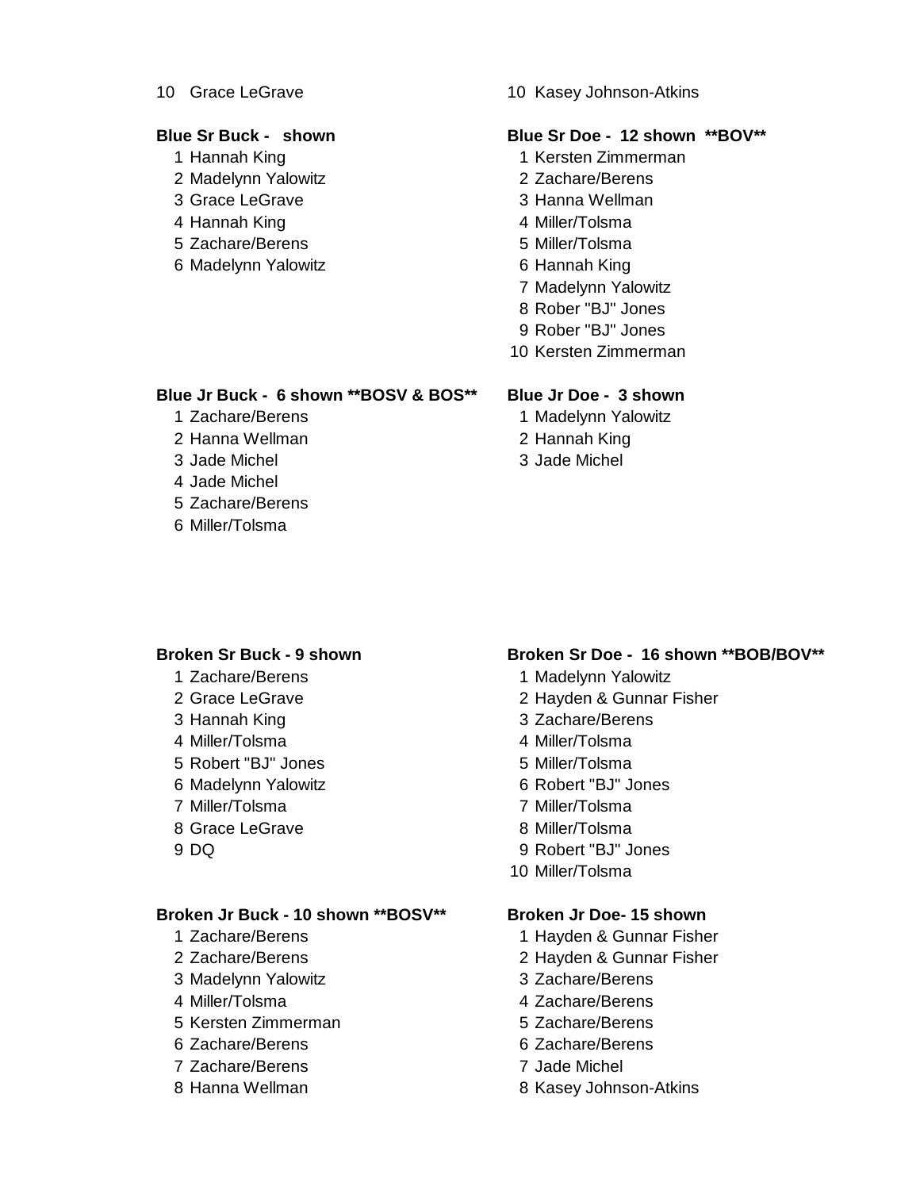10 Grace LeGrave

10 Kasey Johnson-Atkins

**Blue Sr Buck - shown**

1 Hannah King
2 Madelynn Yalowitz
3 Grace LeGrave
4 Hannah King
5 Zachare/Berens
6 Madelynn Yalowitz

**Blue Sr Doe - 12 shown \*\*BOV\*\***

1 Kersten Zimmerman
2 Zachare/Berens
3 Hanna Wellman
4 Miller/Tolsma
5 Miller/Tolsma
6 Hannah King
7 Madelynn Yalowitz
8 Rober "BJ" Jones
9 Rober "BJ" Jones
10 Kersten Zimmerman

**Blue Jr Buck - 6 shown \*\*BOSV & BOS\*\***

1 Zachare/Berens
2 Hanna Wellman
3 Jade Michel
4 Jade Michel
5 Zachare/Berens
6 Miller/Tolsma

**Blue Jr Doe - 3 shown**

1 Madelynn Yalowitz
2 Hannah King
3 Jade Michel

**Broken Sr Buck - 9 shown**

1 Zachare/Berens
2 Grace LeGrave
3 Hannah King
4 Miller/Tolsma
5 Robert "BJ" Jones
6 Madelynn Yalowitz
7 Miller/Tolsma
8 Grace LeGrave
9 DQ

**Broken Sr Doe - 16 shown \*\*BOB/BOV\*\***

1 Madelynn Yalowitz
2 Hayden & Gunnar Fisher
3 Zachare/Berens
4 Miller/Tolsma
5 Miller/Tolsma
6 Robert "BJ" Jones
7 Miller/Tolsma
8 Miller/Tolsma
9 Robert "BJ" Jones
10 Miller/Tolsma

**Broken Jr Buck - 10 shown \*\*BOSV\*\***

1 Zachare/Berens
2 Zachare/Berens
3 Madelynn Yalowitz
4 Miller/Tolsma
5 Kersten Zimmerman
6 Zachare/Berens
7 Zachare/Berens
8 Hanna Wellman

**Broken Jr Doe- 15 shown**

1 Hayden & Gunnar Fisher
2 Hayden & Gunnar Fisher
3 Zachare/Berens
4 Zachare/Berens
5 Zachare/Berens
6 Zachare/Berens
7 Jade Michel
8 Kasey Johnson-Atkins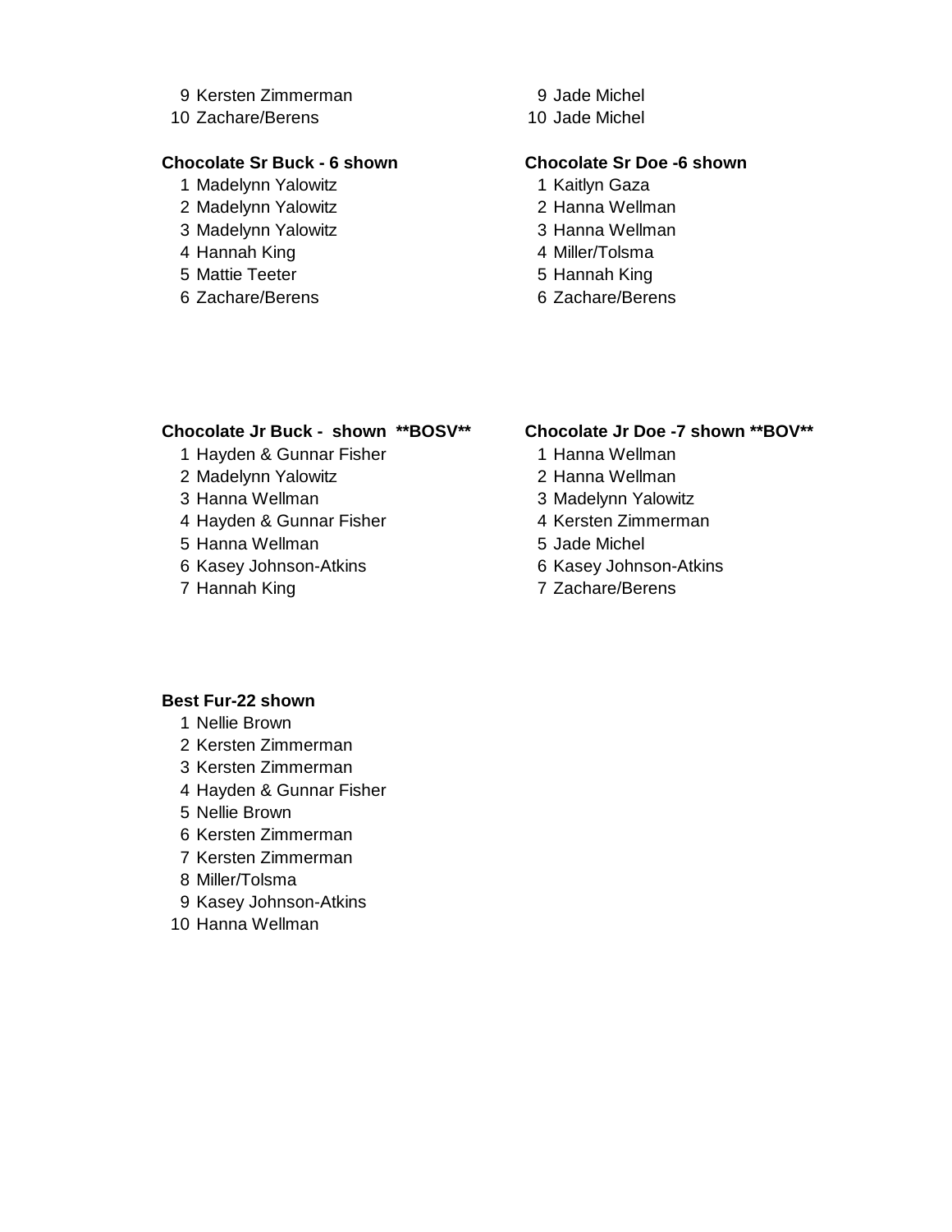9 Kersten Zimmerman
10 Zachare/Berens

9 Jade Michel
10 Jade Michel

**Chocolate Sr Buck - 6 shown**

1. Madelynn Yalowitz
2. Madelynn Yalowitz
3. Madelynn Yalowitz
4. Hannah King
5. Mattie Teeter
6. Zachare/Berens

**Chocolate Sr Doe -6 shown**

1. Kaitlyn Gaza
2. Hanna Wellman
3. Hanna Wellman
4. Miller/Tolsma
5. Hannah King
6. Zachare/Berens

**Chocolate Jr Buck - shown \*\*BOSV\*\***

1. Hayden & Gunnar Fisher
2. Madelynn Yalowitz
3. Hanna Wellman
4. Hayden & Gunnar Fisher
5. Hanna Wellman
6. Kasey Johnson-Atkins
7. Hannah King

**Chocolate Jr Doe -7 shown \*\*BOV\*\***

1. Hanna Wellman
2. Hanna Wellman
3. Madelynn Yalowitz
4. Kersten Zimmerman
5. Jade Michel
6. Kasey Johnson-Atkins
7. Zachare/Berens

**Best Fur-22 shown**

1. Nellie Brown
2. Kersten Zimmerman
3. Kersten Zimmerman
4. Hayden & Gunnar Fisher
5. Nellie Brown
6. Kersten Zimmerman
7. Kersten Zimmerman
8. Miller/Tolsma
9. Kasey Johnson-Atkins
10. Hanna Wellman